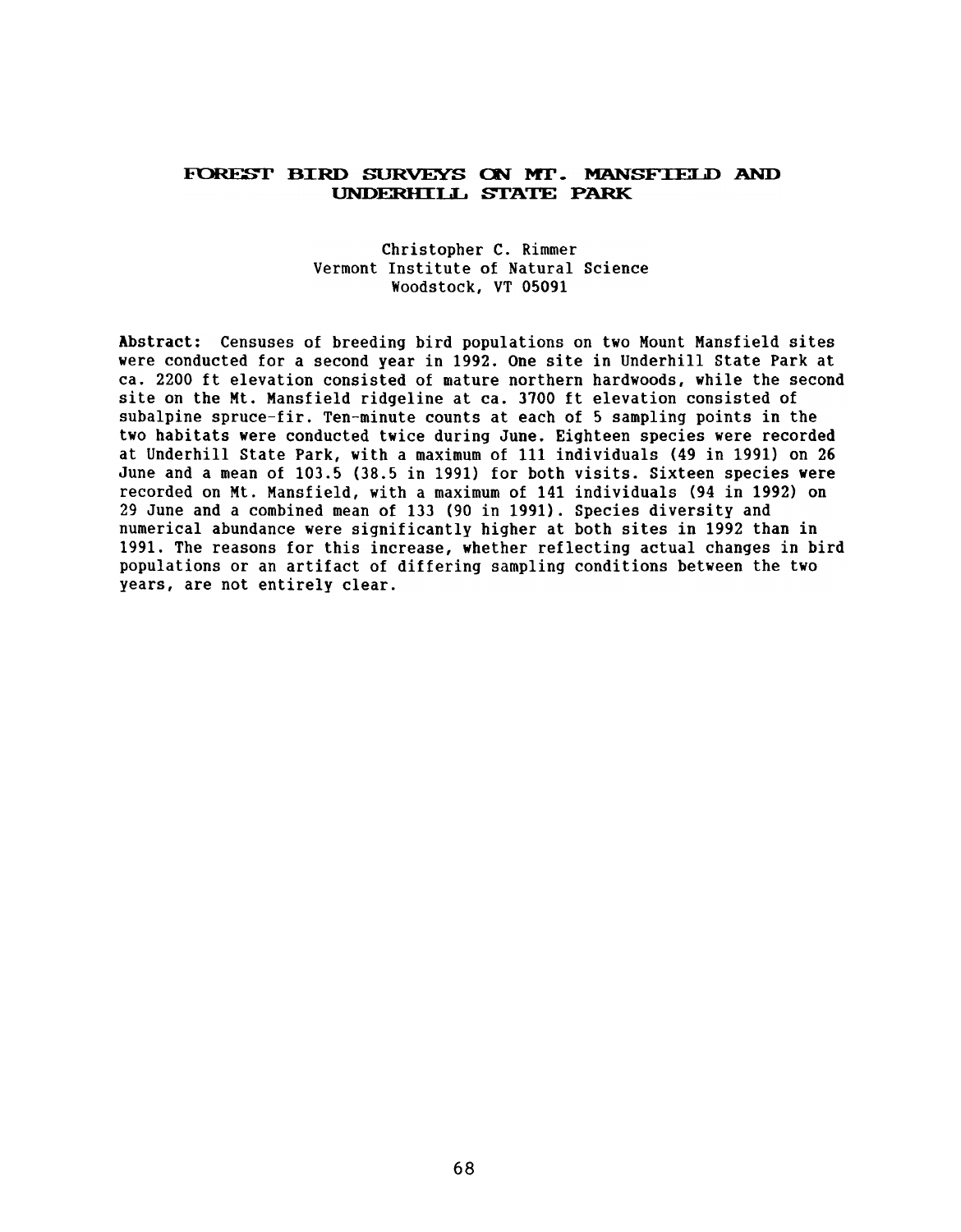# FOREST BIRD SURVEYS ON MT. MANSFIELD AND UNDERHILL STATE PARK

Christopher C. Rimmer
Vermont Institute of Natural Science
Woodstock, VT 05091

**Abstract:** Censuses of breeding bird populations on two Mount Mansfield sites were conducted for a second year in 1992. One site in Underhill State Park at ca. 2200 ft elevation consisted of mature northern hardwoods, while the second site on the Mt. Mansfield ridgeline at ca. 3700 ft elevation consisted of subalpine spruce-fir. Ten-minute counts at each of 5 sampling points in the two habitats were conducted twice during June. Eighteen species were recorded at Underhill State Park, with a maximum of 111 individuals (49 in 1991) on 26 June and a mean of 103.5 (38.5 in 1991) for both visits. Sixteen species were recorded on Mt. Mansfield, with a maximum of 141 individuals (94 in 1992) on 29 June and a combined mean of 133 (90 in 1991). Species diversity and numerical abundance were significantly higher at both sites in 1992 than in 1991. The reasons for this increase, whether reflecting actual changes in bird populations or an artifact of differing sampling conditions between the two years, are not entirely clear.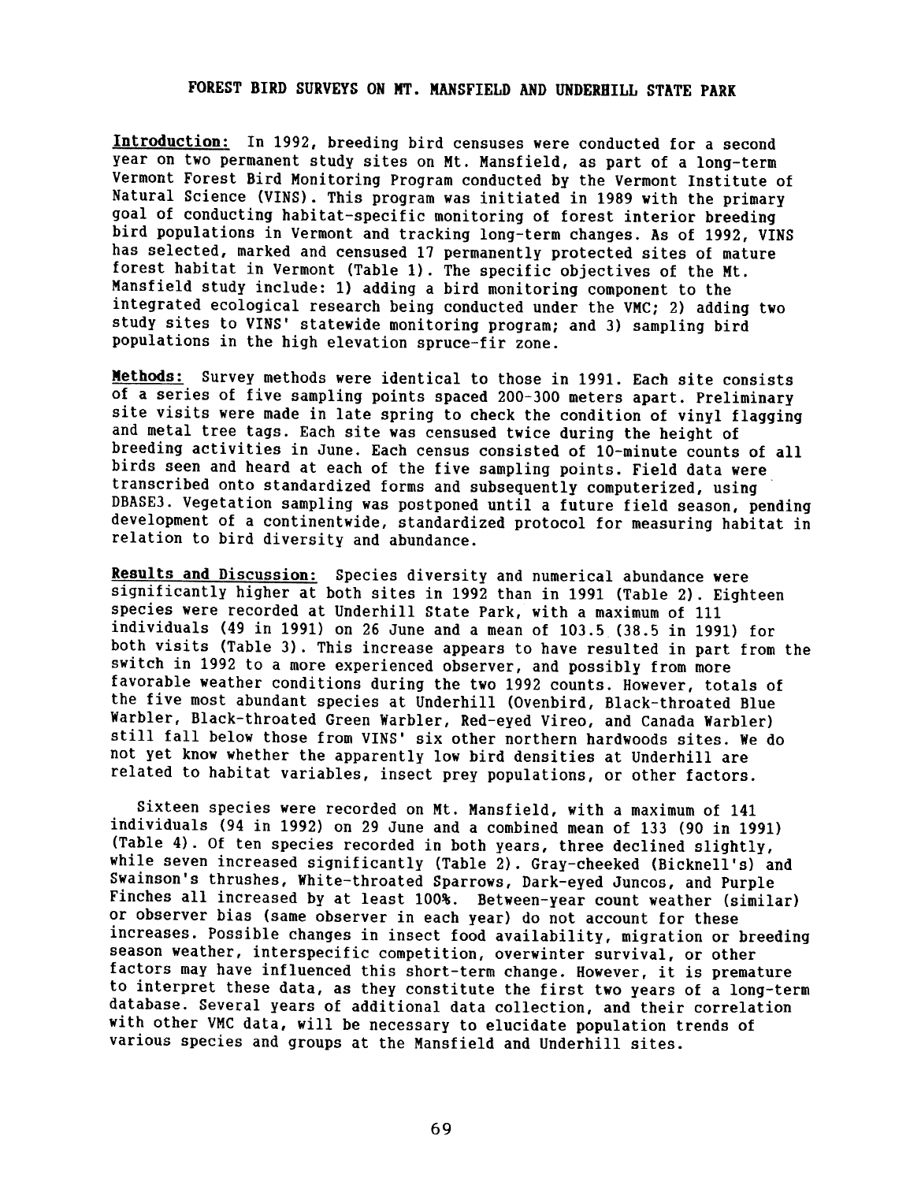# FOREST BIRD SURVEYS ON MT. MANSFIELD AND UNDERHILL STATE PARK

**Introduction:** In 1992, breeding bird censuses were conducted for a second year on two permanent study sites on Mt. Mansfield, as part of a long-term Vermont Forest Bird Monitoring Program conducted by the Vermont Institute of Natural Science (VINS). This program was initiated in 1989 with the primary goal of conducting habitat-specific monitoring of forest interior breeding bird populations in Vermont and tracking long-term changes. As of 1992, VINS has selected, marked and censused 17 permanently protected sites of mature forest habitat in Vermont (Table 1). The specific objectives of the Mt. Mansfield study include: 1) adding a bird monitoring component to the integrated ecological research being conducted under the VMC; 2) adding two study sites to VINS' statewide monitoring program; and 3) sampling bird populations in the high elevation spruce-fir zone.

**Methods:** Survey methods were identical to those in 1991. Each site consists of a series of five sampling points spaced 200-300 meters apart. Preliminary site visits were made in late spring to check the condition of vinyl flagging and metal tree tags. Each site was censused twice during the height of breeding activities in June. Each census consisted of 10-minute counts of all birds seen and heard at each of the five sampling points. Field data were transcribed onto standardized forms and subsequently computerized, using DBASE3. Vegetation sampling was postponed until a future field season, pending development of a continentwide, standardized protocol for measuring habitat in relation to bird diversity and abundance.

**Results and Discussion:** Species diversity and numerical abundance were significantly higher at both sites in 1992 than in 1991 (Table 2). Eighteen species were recorded at Underhill State Park, with a maximum of 111 individuals (49 in 1991) on 26 June and a mean of 103.5 (38.5 in 1991) for both visits (Table 3). This increase appears to have resulted in part from the switch in 1992 to a more experienced observer, and possibly from more favorable weather conditions during the two 1992 counts. However, totals of the five most abundant species at Underhill (Ovenbird, Black-throated Blue Warbler, Black-throated Green Warbler, Red-eyed Vireo, and Canada Warbler) still fall below those from VINS' six other northern hardwoods sites. We do not yet know whether the apparently low bird densities at Underhill are related to habitat variables, insect prey populations, or other factors.

Sixteen species were recorded on Mt. Mansfield, with a maximum of 141 individuals (94 in 1992) on 29 June and a combined mean of 133 (90 in 1991) (Table 4). Of ten species recorded in both years, three declined slightly, while seven increased significantly (Table 2). Gray-cheeked (Bicknell's) and Swainson's thrushes, White-throated Sparrows, Dark-eyed Juncos, and Purple Finches all increased by at least 100%. Between-year count weather (similar) or observer bias (same observer in each year) do not account for these increases. Possible changes in insect food availability, migration or breeding season weather, interspecific competition, overwinter survival, or other factors may have influenced this short-term change. However, it is premature to interpret these data, as they constitute the first two years of a long-term database. Several years of additional data collection, and their correlation with other VMC data, will be necessary to elucidate population trends of various species and groups at the Mansfield and Underhill sites.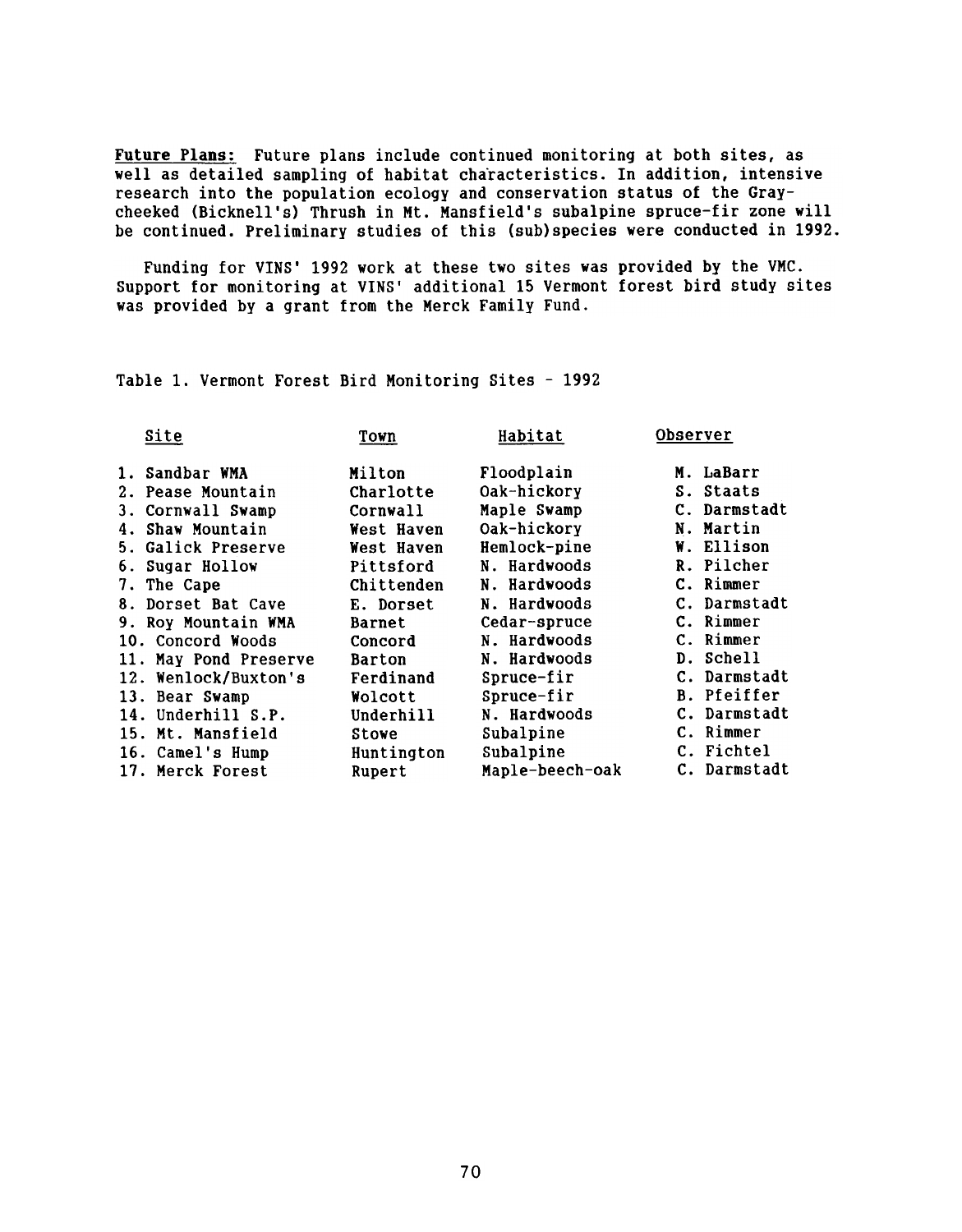**Future Plans:** Future plans include continued monitoring at both sites, as well as detailed sampling of habitat characteristics. In addition, intensive research into the population ecology and conservation status of the Gray-cheeked (Bicknell's) Thrush in Mt. Mansfield's subalpine spruce-fir zone will be continued. Preliminary studies of this (sub)species were conducted in 1992.

Funding for VINS' 1992 work at these two sites was provided by the VMC. Support for monitoring at VINS' additional 15 Vermont forest bird study sites was provided by a grant from the Merck Family Fund.

Table 1. Vermont Forest Bird Monitoring Sites - 1992

| Site | Town | Habitat | Observer |
|---|---|---|---|
| 1. Sandbar WMA | Milton | Floodplain | M. LaBarr |
| 2. Pease Mountain | Charlotte | Oak-hickory | S. Staats |
| 3. Cornwall Swamp | Cornwall | Maple Swamp | C. Darmstadt |
| 4. Shaw Mountain | West Haven | Oak-hickory | N. Martin |
| 5. Galick Preserve | West Haven | Hemlock-pine | W. Ellison |
| 6. Sugar Hollow | Pittsford | N. Hardwoods | R. Pilcher |
| 7. The Cape | Chittenden | N. Hardwoods | C. Rimmer |
| 8. Dorset Bat Cave | E. Dorset | N. Hardwoods | C. Darmstadt |
| 9. Roy Mountain WMA | Barnet | Cedar-spruce | C. Rimmer |
| 10. Concord Woods | Concord | N. Hardwoods | C. Rimmer |
| 11. May Pond Preserve | Barton | N. Hardwoods | D. Schell |
| 12. Wenlock/Buxton's | Ferdinand | Spruce-fir | C. Darmstadt |
| 13. Bear Swamp | Wolcott | Spruce-fir | B. Pfeiffer |
| 14. Underhill S.P. | Underhill | N. Hardwoods | C. Darmstadt |
| 15. Mt. Mansfield | Stowe | Subalpine | C. Rimmer |
| 16. Camel's Hump | Huntington | Subalpine | C. Fichtel |
| 17. Merck Forest | Rupert | Maple-beech-oak | C. Darmstadt |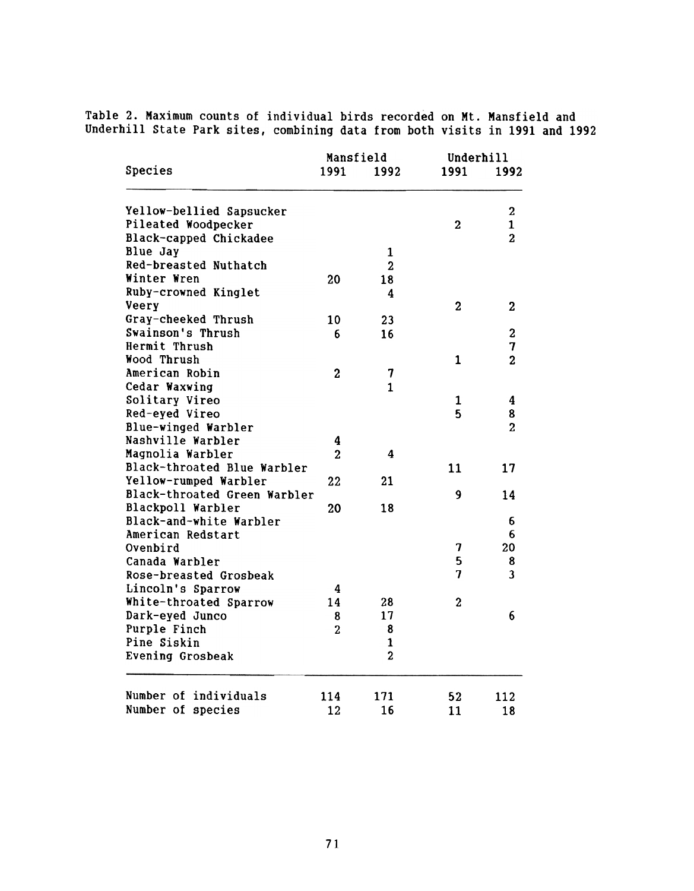Table 2. Maximum counts of individual birds recorded on Mt. Mansfield and Underhill State Park sites, combining data from both visits in 1991 and 1992

| Species | Mansfield | | Underhill | |
|---|---|---|---|---|
| | 1991 | 1992 | 1991 | 1992 |
| Yellow-bellied Sapsucker | | | | 2 |
| Pileated Woodpecker | | | 2 | 1 |
| Black-capped Chickadee | | | | 2 |
| Blue Jay | | 1 | | |
| Red-breasted Nuthatch | | 2 | | |
| Winter Wren | 20 | 18 | | |
| Ruby-crowned Kinglet | | 4 | | |
| Veery | | | 2 | 2 |
| Gray-cheeked Thrush | 10 | 23 | | |
| Swainson's Thrush | 6 | 16 | | 2 |
| Hermit Thrush | | | | 7 |
| Wood Thrush | | | 1 | 2 |
| American Robin | 2 | 7 | | |
| Cedar Waxwing | | 1 | | |
| Solitary Vireo | | | 1 | 4 |
| Red-eyed Vireo | | | 5 | 8 |
| Blue-winged Warbler | | | | 2 |
| Nashville Warbler | 4 | | | |
| Magnolia Warbler | 2 | 4 | | |
| Black-throated Blue Warbler | | | 11 | 17 |
| Yellow-rumped Warbler | 22 | 21 | | |
| Black-throated Green Warbler | | | 9 | 14 |
| Blackpoll Warbler | 20 | 18 | | |
| Black-and-white Warbler | | | | 6 |
| American Redstart | | | | 6 |
| Ovenbird | | | 7 | 20 |
| Canada Warbler | | | 5 | 8 |
| Rose-breasted Grosbeak | | | 7 | 3 |
| Lincoln's Sparrow | 4 | | | |
| White-throated Sparrow | 14 | 28 | 2 | |
| Dark-eyed Junco | 8 | 17 | | 6 |
| Purple Finch | 2 | 8 | | |
| Pine Siskin | | 1 | | |
| Evening Grosbeak | | 2 | | |
| Number of individuals | 114 | 171 | 52 | 112 |
| Number of species | 12 | 16 | 11 | 18 |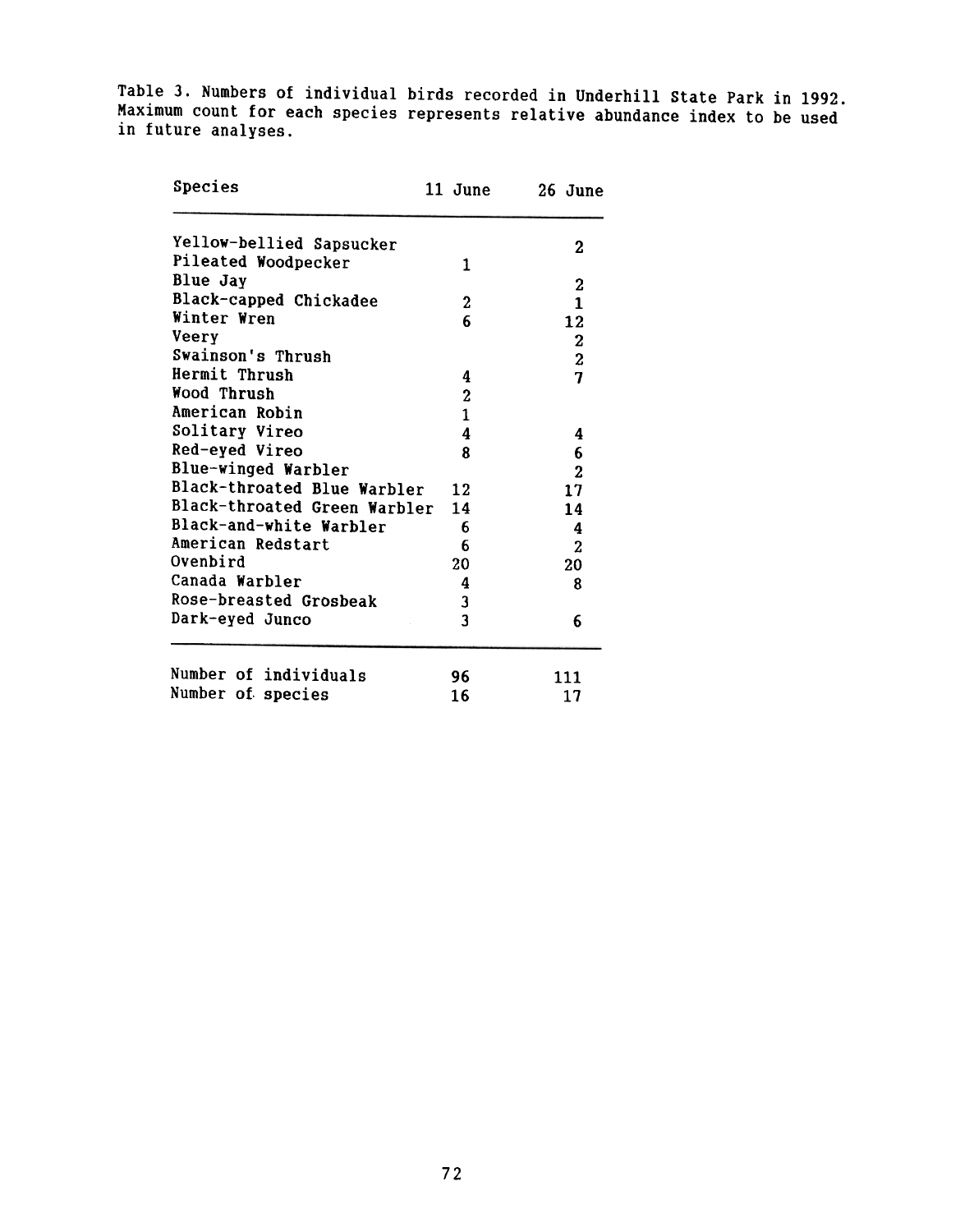Table 3. Numbers of individual birds recorded in Underhill State Park in 1992. Maximum count for each species represents relative abundance index to be used in future analyses.

| Species | 11 June | 26 June |
|---|---|---|
| Yellow-bellied Sapsucker | | 2 |
| Pileated Woodpecker | 1 | |
| Blue Jay | | 2 |
| Black-capped Chickadee | 2 | 1 |
| Winter Wren | 6 | 12 |
| Veery | | 2 |
| Swainson's Thrush | | 2 |
| Hermit Thrush | 4 | 7 |
| Wood Thrush | 2 | |
| American Robin | 1 | |
| Solitary Vireo | 4 | 4 |
| Red-eyed Vireo | 8 | 6 |
| Blue-winged Warbler | | 2 |
| Black-throated Blue Warbler | 12 | 17 |
| Black-throated Green Warbler | 14 | 14 |
| Black-and-white Warbler | 6 | 4 |
| American Redstart | 6 | 2 |
| Ovenbird | 20 | 20 |
| Canada Warbler | 4 | 8 |
| Rose-breasted Grosbeak | 3 | |
| Dark-eyed Junco | 3 | 6 |
| Number of individuals | 96 | 111 |
| Number of species | 16 | 17 |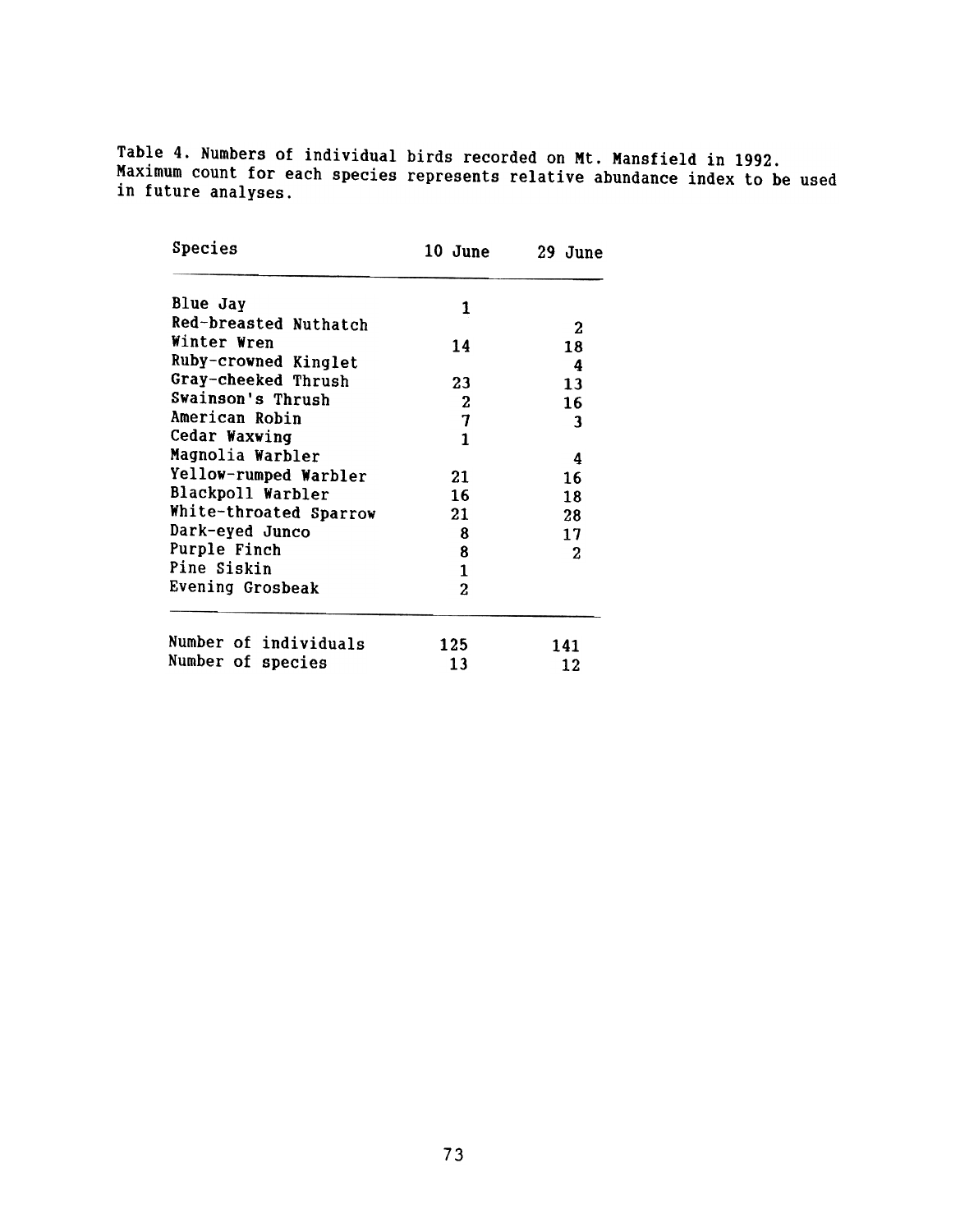Table 4. Numbers of individual birds recorded on Mt. Mansfield in 1992. Maximum count for each species represents relative abundance index to be used in future analyses.

| Species | 10 June | 29 June |
| --- | --- | --- |
| Blue Jay | 1 | |
| Red-breasted Nuthatch | | 2 |
| Winter Wren | 14 | 18 |
| Ruby-crowned Kinglet | | 4 |
| Gray-cheeked Thrush | 23 | 13 |
| Swainson's Thrush | 2 | 16 |
| American Robin | 7 | 3 |
| Cedar Waxwing | 1 | |
| Magnolia Warbler | | 4 |
| Yellow-rumped Warbler | 21 | 16 |
| Blackpoll Warbler | 16 | 18 |
| White-throated Sparrow | 21 | 28 |
| Dark-eyed Junco | 8 | 17 |
| Purple Finch | 8 | 2 |
| Pine Siskin | 1 | |
| Evening Grosbeak | 2 | |
| Number of individuals | 125 | 141 |
| Number of species | 13 | 12 |